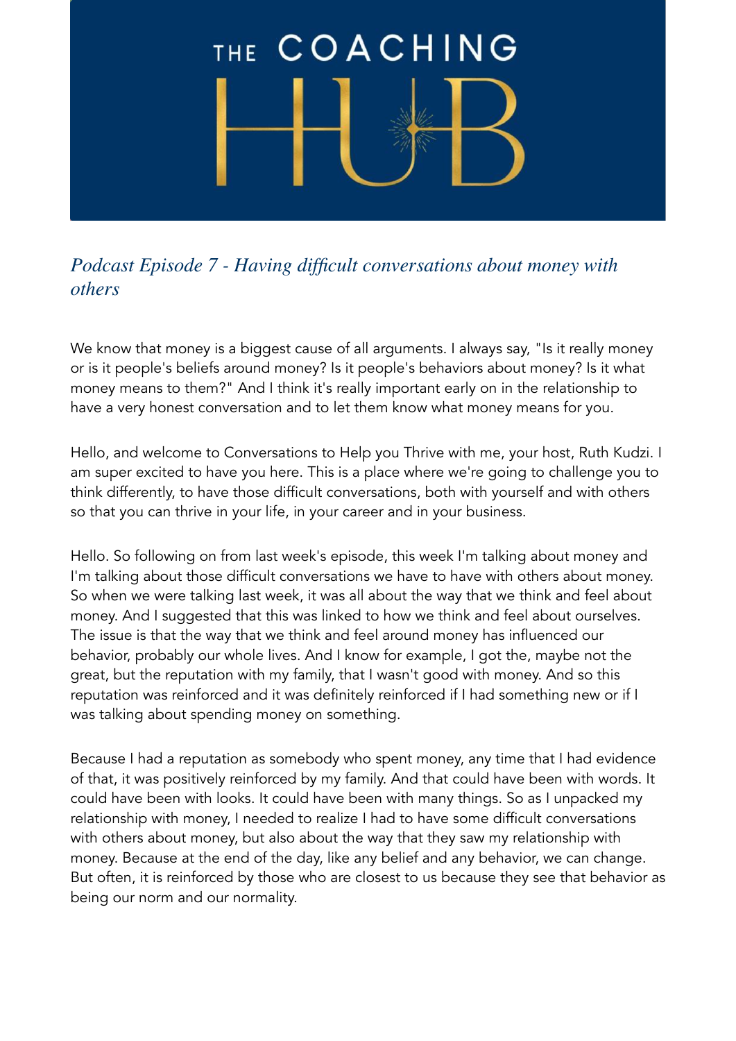# THE COACHING HUB

## *Podcast Episode 7 - Having difficult conversations about money with others*

We know that money is a biggest cause of all arguments. I always say, "Is it really money or is it people's beliefs around money? Is it people's behaviors about money? Is it what money means to them?" And I think it's really important early on in the relationship to have a very honest conversation and to let them know what money means for you.

Hello, and welcome to Conversations to Help you Thrive with me, your host, Ruth Kudzi. I am super excited to have you here. This is a place where we're going to challenge you to think differently, to have those difficult conversations, both with yourself and with others so that you can thrive in your life, in your career and in your business.

Hello. So following on from last week's episode, this week I'm talking about money and I'm talking about those difficult conversations we have to have with others about money. So when we were talking last week, it was all about the way that we think and feel about money. And I suggested that this was linked to how we think and feel about ourselves. The issue is that the way that we think and feel around money has influenced our behavior, probably our whole lives. And I know for example, I got the, maybe not the great, but the reputation with my family, that I wasn't good with money. And so this reputation was reinforced and it was definitely reinforced if I had something new or if I was talking about spending money on something.

Because I had a reputation as somebody who spent money, any time that I had evidence of that, it was positively reinforced by my family. And that could have been with words. It could have been with looks. It could have been with many things. So as I unpacked my relationship with money, I needed to realize I had to have some difficult conversations with others about money, but also about the way that they saw my relationship with money. Because at the end of the day, like any belief and any behavior, we can change. But often, it is reinforced by those who are closest to us because they see that behavior as being our norm and our normality.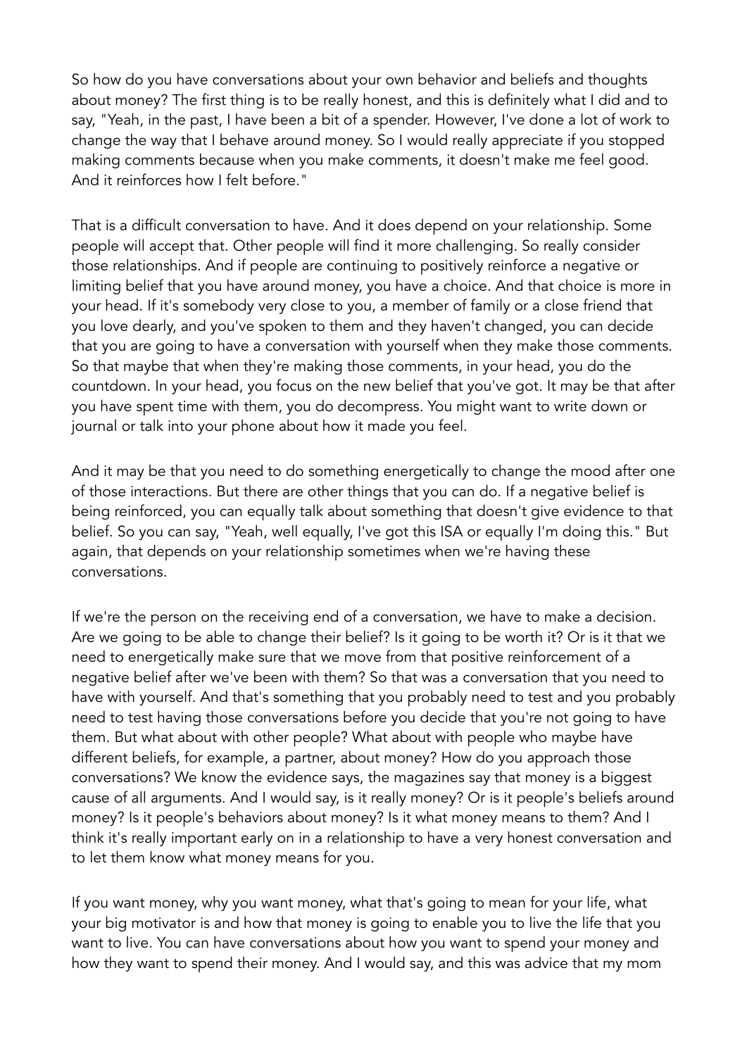So how do you have conversations about your own behavior and beliefs and thoughts about money? The first thing is to be really honest, and this is definitely what I did and to say, "Yeah, in the past, I have been a bit of a spender. However, I've done a lot of work to change the way that I behave around money. So I would really appreciate if you stopped making comments because when you make comments, it doesn't make me feel good. And it reinforces how I felt before."

That is a difficult conversation to have. And it does depend on your relationship. Some people will accept that. Other people will find it more challenging. So really consider those relationships. And if people are continuing to positively reinforce a negative or limiting belief that you have around money, you have a choice. And that choice is more in your head. If it's somebody very close to you, a member of family or a close friend that you love dearly, and you've spoken to them and they haven't changed, you can decide that you are going to have a conversation with yourself when they make those comments. So that maybe that when they're making those comments, in your head, you do the countdown. In your head, you focus on the new belief that you've got. It may be that after you have spent time with them, you do decompress. You might want to write down or journal or talk into your phone about how it made you feel.

And it may be that you need to do something energetically to change the mood after one of those interactions. But there are other things that you can do. If a negative belief is being reinforced, you can equally talk about something that doesn't give evidence to that belief. So you can say, "Yeah, well equally, I've got this ISA or equally I'm doing this." But again, that depends on your relationship sometimes when we're having these conversations.

If we're the person on the receiving end of a conversation, we have to make a decision. Are we going to be able to change their belief? Is it going to be worth it? Or is it that we need to energetically make sure that we move from that positive reinforcement of a negative belief after we've been with them? So that was a conversation that you need to have with yourself. And that's something that you probably need to test and you probably need to test having those conversations before you decide that you're not going to have them. But what about with other people? What about with people who maybe have different beliefs, for example, a partner, about money? How do you approach those conversations? We know the evidence says, the magazines say that money is a biggest cause of all arguments. And I would say, is it really money? Or is it people's beliefs around money? Is it people's behaviors about money? Is it what money means to them? And I think it's really important early on in a relationship to have a very honest conversation and to let them know what money means for you.

If you want money, why you want money, what that's going to mean for your life, what your big motivator is and how that money is going to enable you to live the life that you want to live. You can have conversations about how you want to spend your money and how they want to spend their money. And I would say, and this was advice that my mom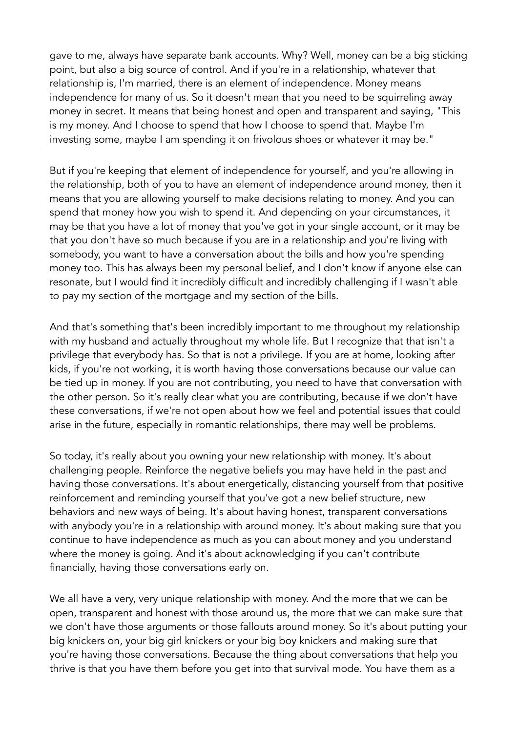gave to me, always have separate bank accounts. Why? Well, money can be a big sticking point, but also a big source of control. And if you're in a relationship, whatever that relationship is, I'm married, there is an element of independence. Money means independence for many of us. So it doesn't mean that you need to be squirreling away money in secret. It means that being honest and open and transparent and saying, "This is my money. And I choose to spend that how I choose to spend that. Maybe I'm investing some, maybe I am spending it on frivolous shoes or whatever it may be."

But if you're keeping that element of independence for yourself, and you're allowing in the relationship, both of you to have an element of independence around money, then it means that you are allowing yourself to make decisions relating to money. And you can spend that money how you wish to spend it. And depending on your circumstances, it may be that you have a lot of money that you've got in your single account, or it may be that you don't have so much because if you are in a relationship and you're living with somebody, you want to have a conversation about the bills and how you're spending money too. This has always been my personal belief, and I don't know if anyone else can resonate, but I would find it incredibly difficult and incredibly challenging if I wasn't able to pay my section of the mortgage and my section of the bills.

And that's something that's been incredibly important to me throughout my relationship with my husband and actually throughout my whole life. But I recognize that that isn't a privilege that everybody has. So that is not a privilege. If you are at home, looking after kids, if you're not working, it is worth having those conversations because our value can be tied up in money. If you are not contributing, you need to have that conversation with the other person. So it's really clear what you are contributing, because if we don't have these conversations, if we're not open about how we feel and potential issues that could arise in the future, especially in romantic relationships, there may well be problems.

So today, it's really about you owning your new relationship with money. It's about challenging people. Reinforce the negative beliefs you may have held in the past and having those conversations. It's about energetically, distancing yourself from that positive reinforcement and reminding yourself that you've got a new belief structure, new behaviors and new ways of being. It's about having honest, transparent conversations with anybody you're in a relationship with around money. It's about making sure that you continue to have independence as much as you can about money and you understand where the money is going. And it's about acknowledging if you can't contribute financially, having those conversations early on.

We all have a very, very unique relationship with money. And the more that we can be open, transparent and honest with those around us, the more that we can make sure that we don't have those arguments or those fallouts around money. So it's about putting your big knickers on, your big girl knickers or your big boy knickers and making sure that you're having those conversations. Because the thing about conversations that help you thrive is that you have them before you get into that survival mode. You have them as a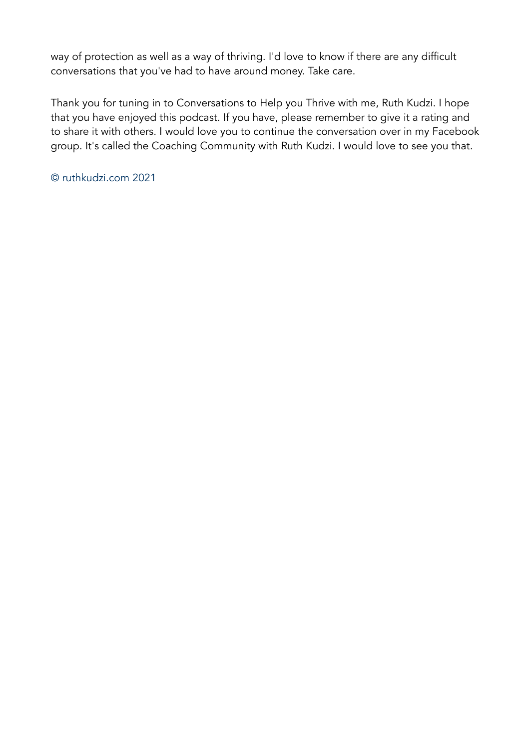way of protection as well as a way of thriving. I'd love to know if there are any difficult conversations that you've had to have around money. Take care.

Thank you for tuning in to Conversations to Help you Thrive with me, Ruth Kudzi. I hope that you have enjoyed this podcast. If you have, please remember to give it a rating and to share it with others. I would love you to continue the conversation over in my Facebook group. It's called the Coaching Community with Ruth Kudzi. I would love to see you that.

© ruthkudzi.com 2021